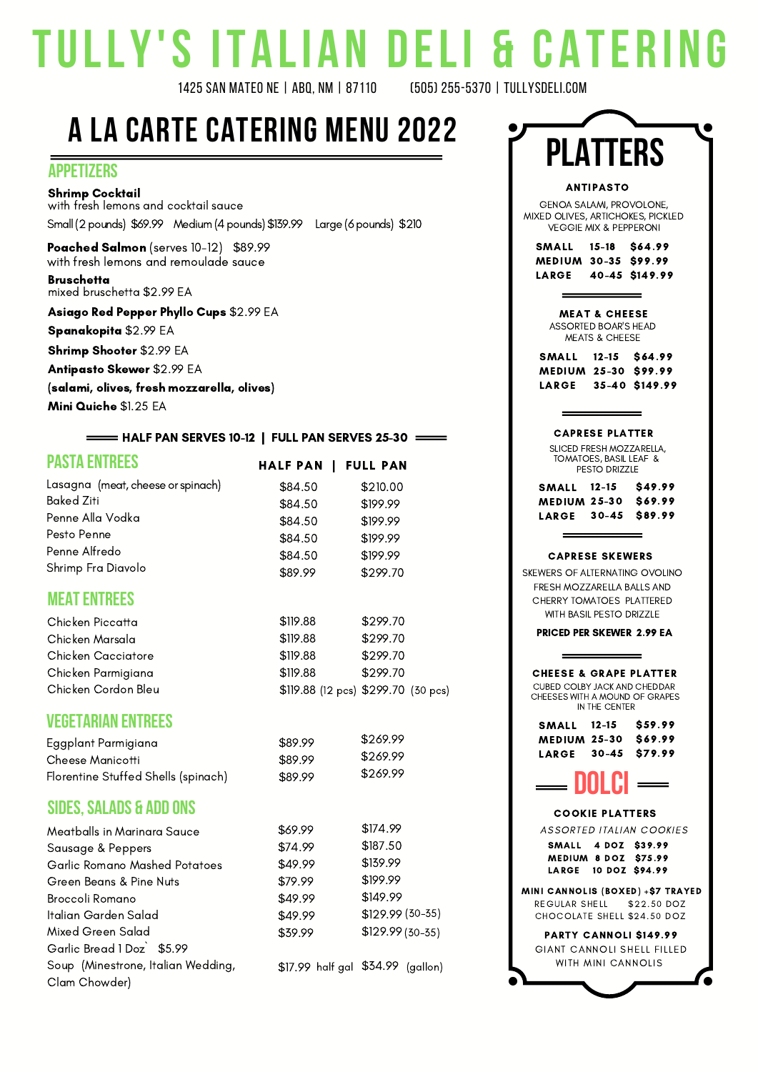# TULLY'S ITALIAN DELI & CATERING

1425 SAN MATEO NE | ABQ, NM | 87110 (505) 255-5370 | TULLYSDELI.COM

## A LA CARTE CATERING MENU 2022

### APPETIZERS

**Shrimp Cocktail**
with fresh lemons and cocktail sauce
Small (2 pounds) $69.99 Medium (4 pounds) $139.99 Large (6 pounds) $210

**Poached Salmon** (serves 10-12) $89.99
with fresh lemons and remoulade sauce

**Bruschetta**
mixed bruschetta $2.99 EA

**Asiago Red Pepper Phyllo Cups** $2.99 EA

**Spanakopita** $2.99 EA

**Shrimp Shooter** $2.99 EA

**Antipasto Skewer** $2.99 EA

**(salami, olives, fresh mozzarella, olives)**

**Mini Quiche** $1.25 EA

**HALF PAN SERVES 10-12 | FULL PAN SERVES 25-30**

### PASTA ENTREES

| | HALF PAN | FULL PAN |
|---|---|---|
| Lasagna (meat, cheese or spinach) | $84.50 | $210.00 |
| Baked Ziti | $84.50 | $199.99 |
| Penne Alla Vodka | $84.50 | $199.99 |
| Pesto Penne | $84.50 | $199.99 |
| Penne Alfredo | $84.50 | $199.99 |
| Shrimp Fra Diavolo | $89.99 | $299.70 |

### MEAT ENTREES

| | HALF PAN | FULL PAN |
|---|---|---|
| Chicken Piccatta | $119.88 | $299.70 |
| Chicken Marsala | $119.88 | $299.70 |
| Chicken Cacciatore | $119.88 | $299.70 |
| Chicken Parmigiana | $119.88 | $299.70 |
| Chicken Cordon Bleu | $119.88 (12 pcs) | $299.70 (30 pcs) |

### VEGETARIAN ENTREES

| | HALF PAN | FULL PAN |
|---|---|---|
| Eggplant Parmigiana | $89.99 | $269.99 |
| Cheese Manicotti | $89.99 | $269.99 |
| Florentine Stuffed Shells (spinach) | $89.99 | $269.99 |

### SIDES, SALADS & ADD ONS

| | HALF PAN | FULL PAN |
|---|---|---|
| Meatballs in Marinara Sauce | $69.99 | $174.99 |
| Sausage & Peppers | $74.99 | $187.50 |
| Garlic Romano Mashed Potatoes | $49.99 | $139.99 |
| Green Beans & Pine Nuts | $79.99 | $199.99 |
| Broccoli Romano | $49.99 | $149.99 |
| Italian Garden Salad | $49.99 | $129.99 (30-35) |
| Mixed Green Salad | $39.99 | $129.99 (30-35) |
| Garlic Bread 1 Doz` $5.99 | | |
| Soup (Minestrone, Italian Wedding, Clam Chowder) | $17.99 half gal | $34.99 (gallon) |

## PLATTERS

**ANTIPASTO**
GENOA SALAMI, PROVOLONE, MIXED OLIVES, ARTICHOKES, PICKLED VEGGIE MIX & PEPPERONI

| | | |
|---|---|---|
| SMALL | 15-18 | $64.99 |
| MEDIUM | 30-35 | $99.99 |
| LARGE | 40-45 | $149.99 |

**MEAT & CHEESE**
ASSORTED BOAR'S HEAD MEATS & CHEESE

| | | |
|---|---|---|
| SMALL | 12-15 | $64.99 |
| MEDIUM | 25-30 | $99.99 |
| LARGE | 35-40 | $149.99 |

**CAPRESE PLATTER**
SLICED FRESH MOZZARELLA, TOMATOES, BASIL LEAF & PESTO DRIZZLE

| | | |
|---|---|---|
| SMALL | 12-15 | $49.99 |
| MEDIUM | 25-30 | $69.99 |
| LARGE | 30-45 | $89.99 |

**CAPRESE SKEWERS**
SKEWERS OF ALTERNATING OVOLINO FRESH MOZZARELLA BALLS AND CHERRY TOMATOES PLATTERED WITH BASIL PESTO DRIZZLE

**PRICED PER SKEWER 2.99 EA**

**CHEESE & GRAPE PLATTER**
CUBED COLBY JACK AND CHEDDAR CHEESES WITH A MOUND OF GRAPES IN THE CENTER

| | | |
|---|---|---|
| SMALL | 12-15 | $59.99 |
| MEDIUM | 25-30 | $69.99 |
| LARGE | 30-45 | $79.99 |

## DOLCI

**COOKIE PLATTERS**
*ASSORTED ITALIAN COOKIES*

| | | |
|---|---|---|
| SMALL | 4 DOZ | $39.99 |
| MEDIUM | 8 DOZ | $75.99 |
| LARGE | 10 DOZ | $94.99 |

**MINI CANNOLIS (BOXED) +$7 TRAYED**
REGULAR SHELL $22.50 DOZ
CHOCOLATE SHELL $24.50 DOZ

**PARTY CANNOLI $149.99**
GIANT CANNOLI SHELL FILLED WITH MINI CANNOLIS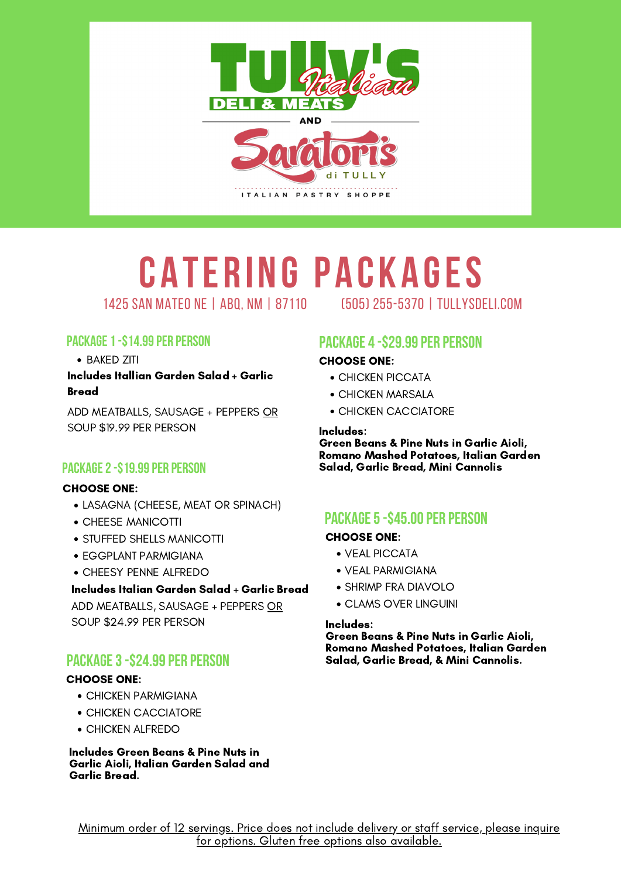Tully's Italian DELI & MEATS

AND

Saratori's di TULLY

ITALIAN PASTRY SHOPPE

# CATERING PACKAGES

1425 SAN MATEO NE | ABQ, NM | 87110 (505) 255-5370 | TULLYSDELI.COM

## PACKAGE 1 -$14.99 PER PERSON

- BAKED ZITI

**Includes Itallian Garden Salad + Garlic Bread**

ADD MEATBALLS, SAUSAGE + PEPPERS OR SOUP $19.99 PER PERSON

## PACKAGE 2 -$19.99 PER PERSON

**CHOOSE ONE:**

- LASAGNA (CHEESE, MEAT OR SPINACH)
- CHEESE MANICOTTI
- STUFFED SHELLS MANICOTTI
- EGGPLANT PARMIGIANA
- CHEESY PENNE ALFREDO

**Includes Italian Garden Salad + Garlic Bread**

ADD MEATBALLS, SAUSAGE + PEPPERS OR SOUP $24.99 PER PERSON

## PACKAGE 3 -$24.99 PER PERSON

**CHOOSE ONE:**

- CHICKEN PARMIGIANA
- CHICKEN CACCIATORE
- CHICKEN ALFREDO

**Includes Green Beans & Pine Nuts in Garlic Aioli, Italian Garden Salad and Garlic Bread.**

## PACKAGE 4 -$29.99 PER PERSON

**CHOOSE ONE:**

- CHICKEN PICCATA
- CHICKEN MARSALA
- CHICKEN CACCIATORE

**Includes:**
**Green Beans & Pine Nuts in Garlic Aioli, Romano Mashed Potatoes, Italian Garden Salad, Garlic Bread, Mini Cannolis**

## PACKAGE 5 -$45.00 PER PERSON

**CHOOSE ONE:**

- VEAL PICCATA
- VEAL PARMIGIANA
- SHRIMP FRA DIAVOLO
- CLAMS OVER LINGUINI

**Includes:**
**Green Beans & Pine Nuts in Garlic Aioli, Romano Mashed Potatoes, Italian Garden Salad, Garlic Bread, & Mini Cannolis.**

Minimum order of 12 servings. Price does not include delivery or staff service, please inquire for options. Gluten free options also available.